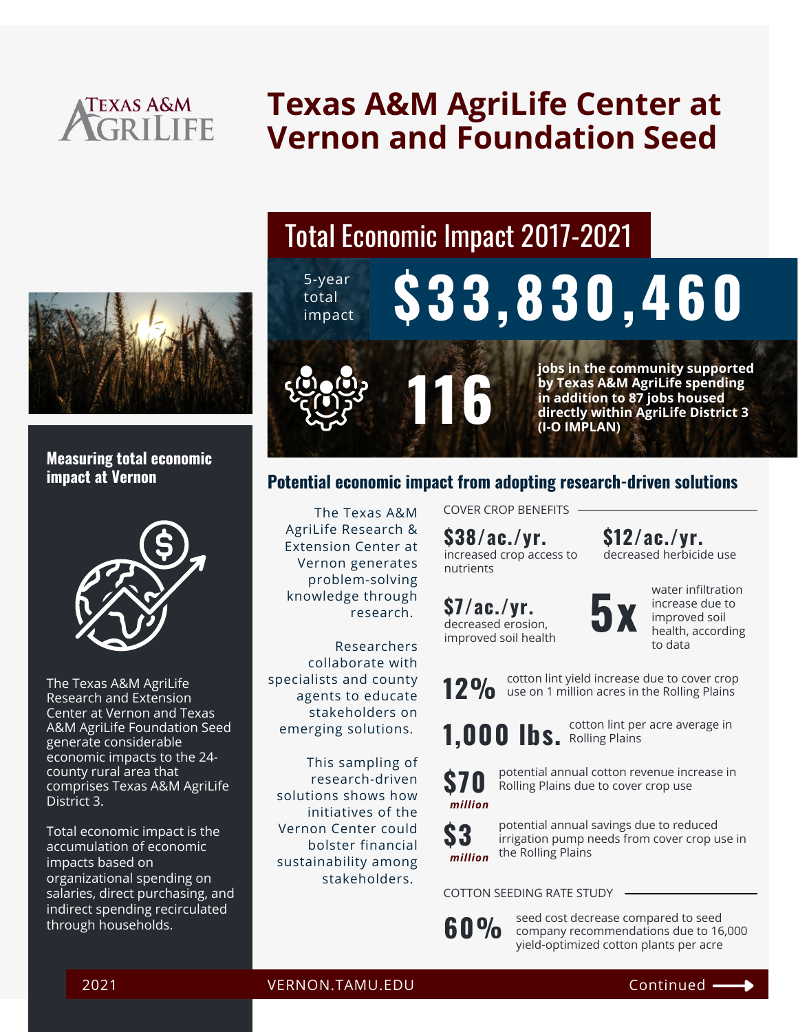TEXAS A&M AGRILIFE

# Texas A&M AgriLife Center at Vernon and Foundation Seed

## Total Economic Impact 2017-2021

5-year total impact **$33,830,460**

**116** jobs in the community supported by Texas A&M AgriLife spending in addition to 87 jobs housed directly within AgriLife District 3 (I-O IMPLAN)

### Measuring total economic impact at Vernon

The Texas A&M AgriLife Research and Extension Center at Vernon and Texas A&M AgriLife Foundation Seed generate considerable economic impacts to the 24-county rural area that comprises Texas A&M AgriLife District 3.

Total economic impact is the accumulation of economic impacts based on organizational spending on salaries, direct purchasing, and indirect spending recirculated through households.

### Potential economic impact from adopting research-driven solutions

The Texas A&M AgriLife Research & Extension Center at Vernon generates problem-solving knowledge through research.

Researchers collaborate with specialists and county agents to educate stakeholders on emerging solutions.

This sampling of research-driven solutions shows how initiatives of the Vernon Center could bolster financial sustainability among stakeholders.

COVER CROP BENEFITS

**$38/ac./yr.** increased crop access to nutrients

**$12/ac./yr.** decreased herbicide use

**$7/ac./yr.** decreased erosion, improved soil health

**5x** water infiltration increase due to improved soil health, according to data

**12%** cotton lint yield increase due to cover crop use on 1 million acres in the Rolling Plains

**1,000 lbs.** cotton lint per acre average in Rolling Plains

**$70 *million*** potential annual cotton revenue increase in Rolling Plains due to cover crop use

**$3 *million*** potential annual savings due to reduced irrigation pump needs from cover crop use in the Rolling Plains

COTTON SEEDING RATE STUDY

**60%** seed cost decrease compared to seed company recommendations due to 16,000 yield-optimized cotton plants per acre

2021 VERNON.TAMU.EDU Continued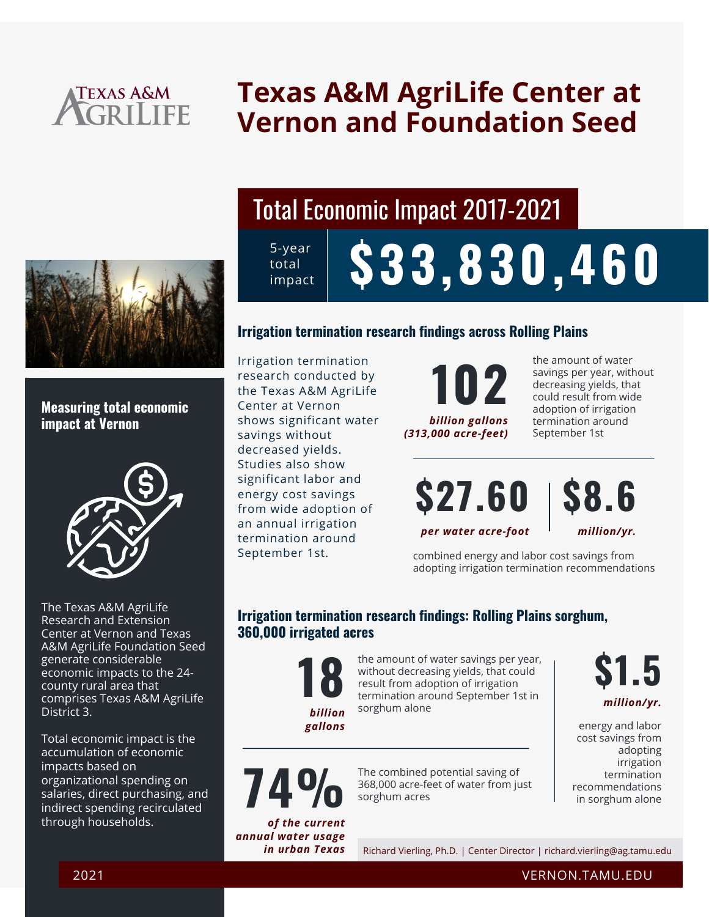# Texas A&M AgriLife Center at Vernon and Foundation Seed

## Total Economic Impact 2017-2021

5-year total impact **$33,830,460**

### Irrigation termination research findings across Rolling Plains

Irrigation termination research conducted by the Texas A&M AgriLife Center at Vernon shows significant water savings without decreased yields. Studies also show significant labor and energy cost savings from wide adoption of an annual irrigation termination around September 1st.

**102** *billion gallons (313,000 acre-feet)*

the amount of water savings per year, without decreasing yields, that could result from wide adoption of irrigation termination around September 1st

**$27.60** *per water acre-foot* | **$8.6** *million/yr.*

combined energy and labor cost savings from adopting irrigation termination recommendations

### Irrigation termination research findings: Rolling Plains sorghum, 360,000 irrigated acres

**18** *billion gallons*

the amount of water savings per year, without decreasing yields, that could result from adoption of irrigation termination around September 1st in sorghum alone

**74%** *of the current annual water usage in urban Texas*

The combined potential saving of 368,000 acre-feet of water from just sorghum acres

**$1.5** *million/yr.*

energy and labor cost savings from adopting irrigation termination recommendations in sorghum alone

### Measuring total economic impact at Vernon

The Texas A&M AgriLife Research and Extension Center at Vernon and Texas A&M AgriLife Foundation Seed generate considerable economic impacts to the 24-county rural area that comprises Texas A&M AgriLife District 3.

Total economic impact is the accumulation of economic impacts based on organizational spending on salaries, direct purchasing, and indirect spending recirculated through households.

Richard Vierling, Ph.D. | Center Director | richard.vierling@ag.tamu.edu

2021 VERNON.TAMU.EDU